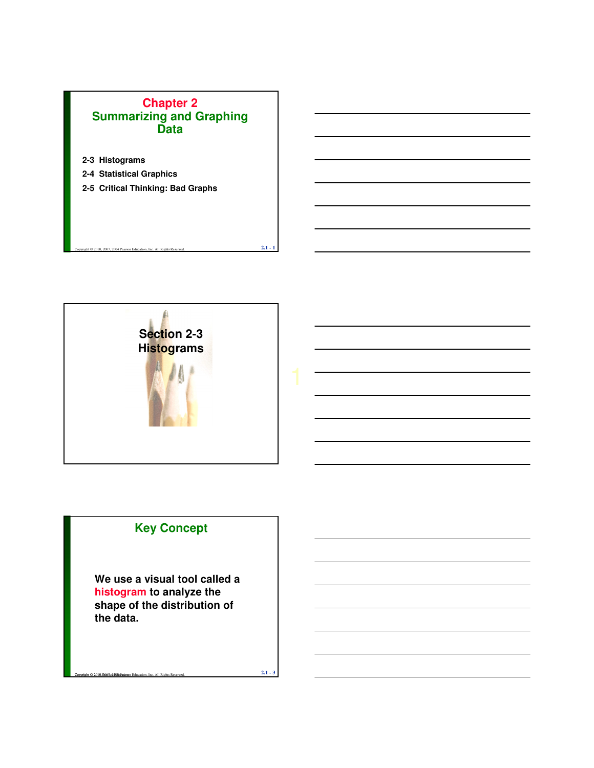# Chapter 2
## Summarizing and Graphing Data

2-3 Histograms

2-4 Statistical Graphics

2-5 Critical Thinking: Bad Graphs

## Section 2-3
## Histograms

## Key Concept

We use a visual tool called a **histogram** to analyze the shape of the distribution of the data.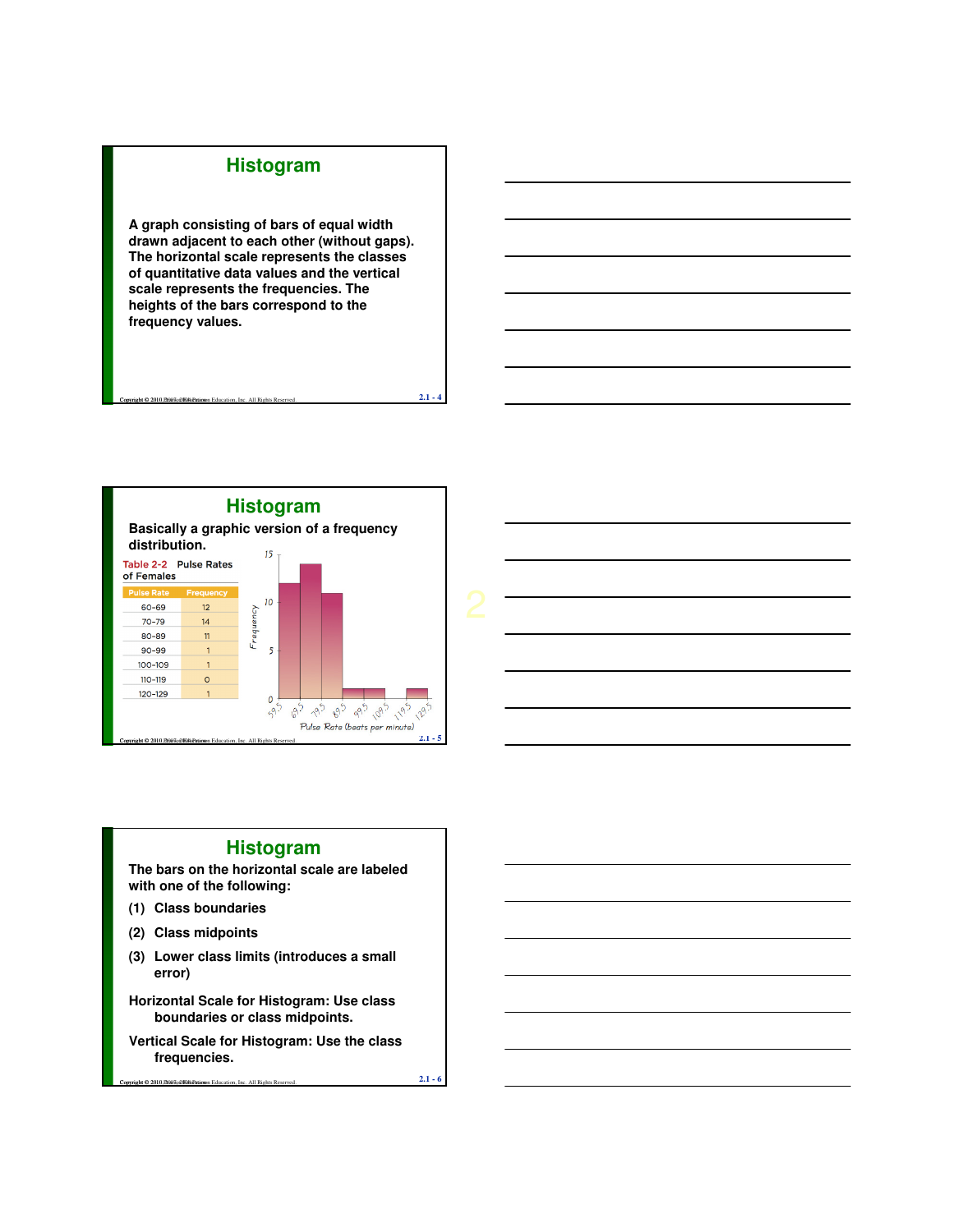## Histogram

A graph consisting of bars of equal width drawn adjacent to each other (without gaps). The horizontal scale represents the classes of quantitative data values and the vertical scale represents the frequencies. The heights of the bars correspond to the frequency values.

## Histogram

Basically a graphic version of a frequency distribution.

Table 2-2 Pulse Rates of Females

| Pulse Rate | Frequency |
| --- | --- |
| 60–69 | 12 |
| 70–79 | 14 |
| 80–89 | 11 |
| 90–99 | 1 |
| 100–109 | 1 |
| 110–119 | 0 |
| 120–129 | 1 |

## Histogram

The bars on the horizontal scale are labeled with one of the following:

(1) Class boundaries

(2) Class midpoints

(3) Lower class limits (introduces a small error)

Horizontal Scale for Histogram: Use class boundaries or class midpoints.

Vertical Scale for Histogram: Use the class frequencies.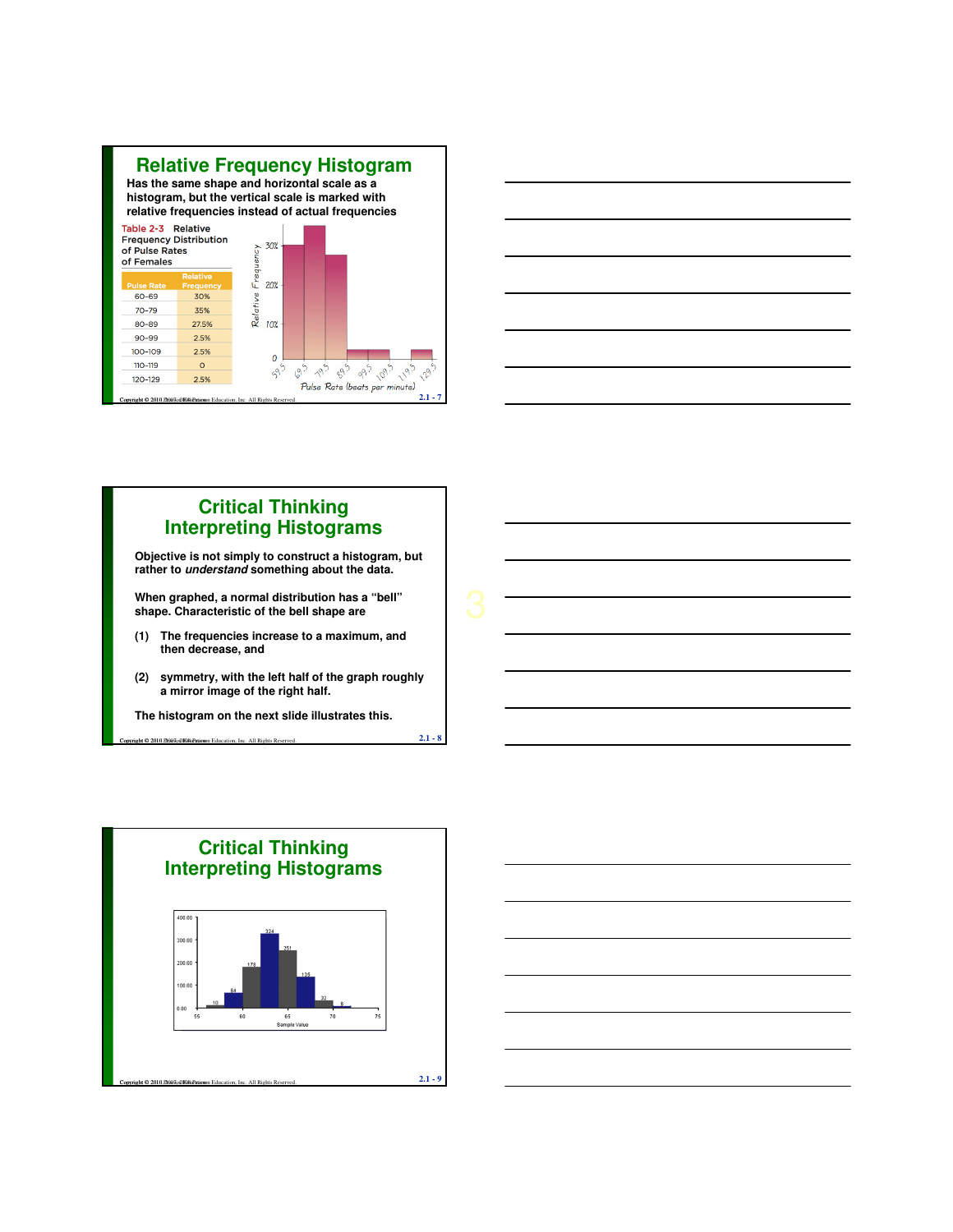# Relative Frequency Histogram

**Has the same shape and horizontal scale as a histogram, but the vertical scale is marked with relative frequencies instead of actual frequencies**

Table 2-3 Relative Frequency Distribution of Pulse Rates of Females

| Pulse Rate | Relative Frequency |
|---|---|
| 60–69 | 30% |
| 70–79 | 35% |
| 80–89 | 27.5% |
| 90–99 | 2.5% |
| 100–109 | 2.5% |
| 110–119 | 0 |
| 120–129 | 2.5% |

# Critical Thinking
# Interpreting Histograms

**Objective is not simply to construct a histogram, but rather to *understand* something about the data.**

**When graphed, a normal distribution has a "bell" shape. Characteristic of the bell shape are**

**(1) The frequencies increase to a maximum, and then decrease, and**

**(2) symmetry, with the left half of the graph roughly a mirror image of the right half.**

**The histogram on the next slide illustrates this.**

# Critical Thinking
# Interpreting Histograms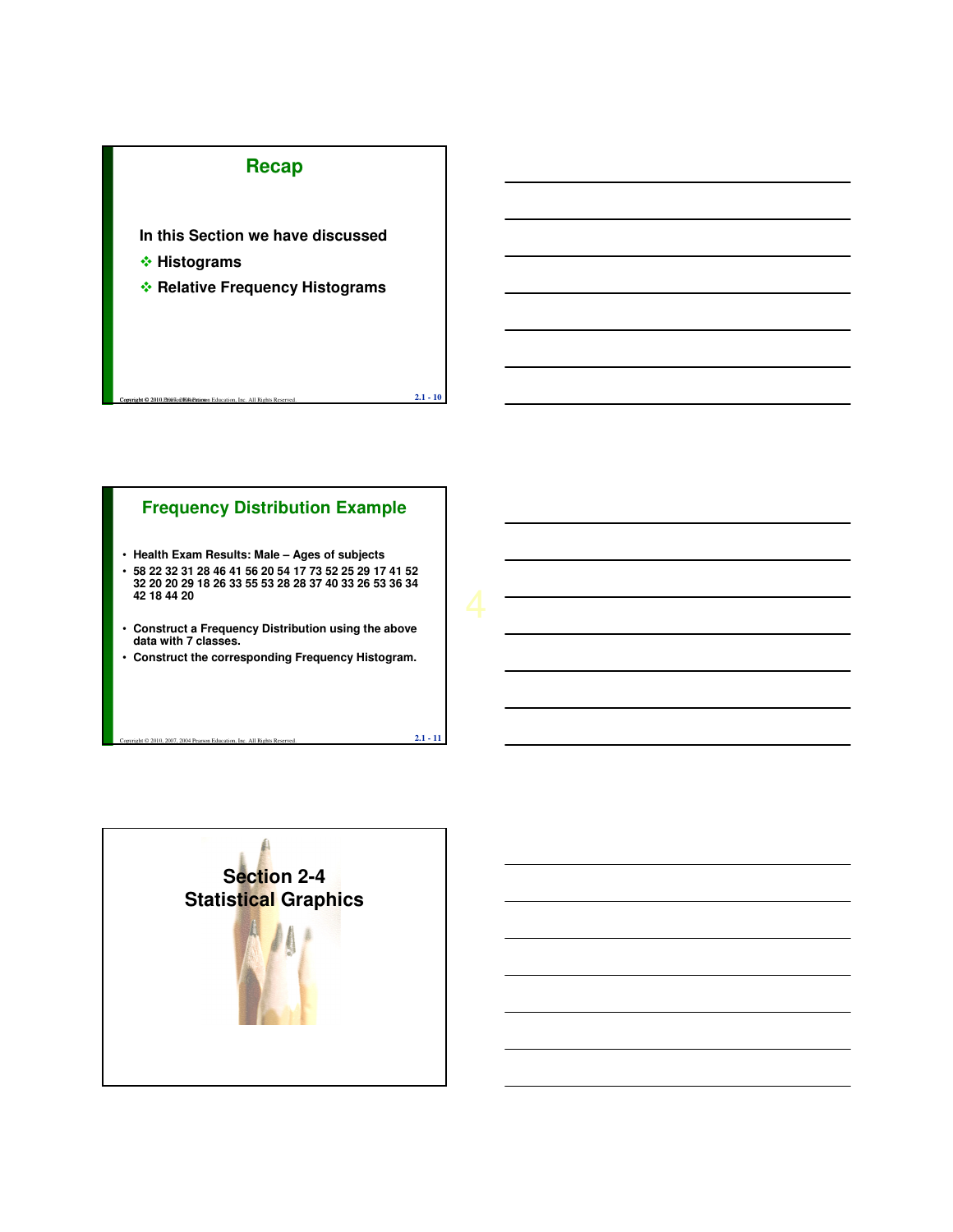## Recap

In this Section we have discussed

- Histograms
- Relative Frequency Histograms

## Frequency Distribution Example

- Health Exam Results: Male – Ages of subjects
- 58 22 32 31 28 46 41 56 20 54 17 73 52 25 29 17 41 52 32 20 20 29 18 26 33 55 53 28 28 37 40 33 26 53 36 34 42 18 44 20
- Construct a Frequency Distribution using the above data with 7 classes.
- Construct the corresponding Frequency Histogram.

## Section 2-4
## Statistical Graphics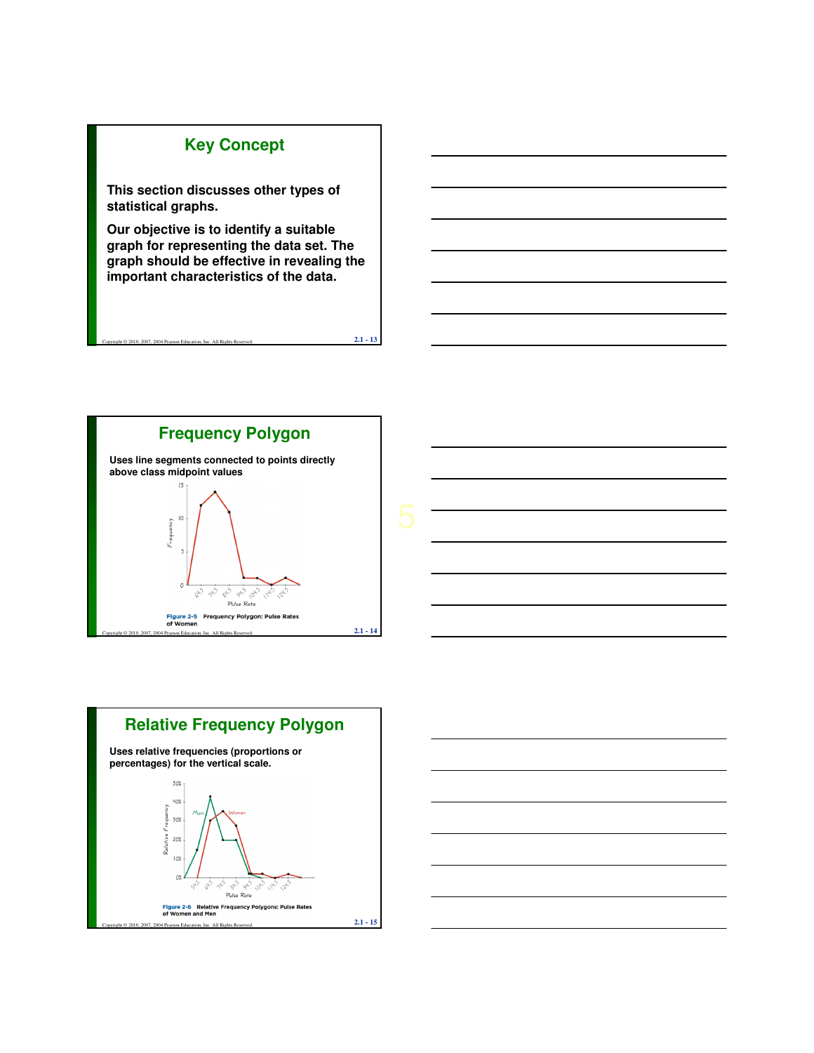## Key Concept

This section discusses other types of statistical graphs.

Our objective is to identify a suitable graph for representing the data set. The graph should be effective in revealing the important characteristics of the data.

## Frequency Polygon

Uses line segments connected to points directly above class midpoint values

**Figure 2-5** Frequency Polygon: Pulse Rates of Women

## Relative Frequency Polygon

Uses relative frequencies (proportions or percentages) for the vertical scale.

**Figure 2-6** Relative Frequency Polygons: Pulse Rates of Women and Men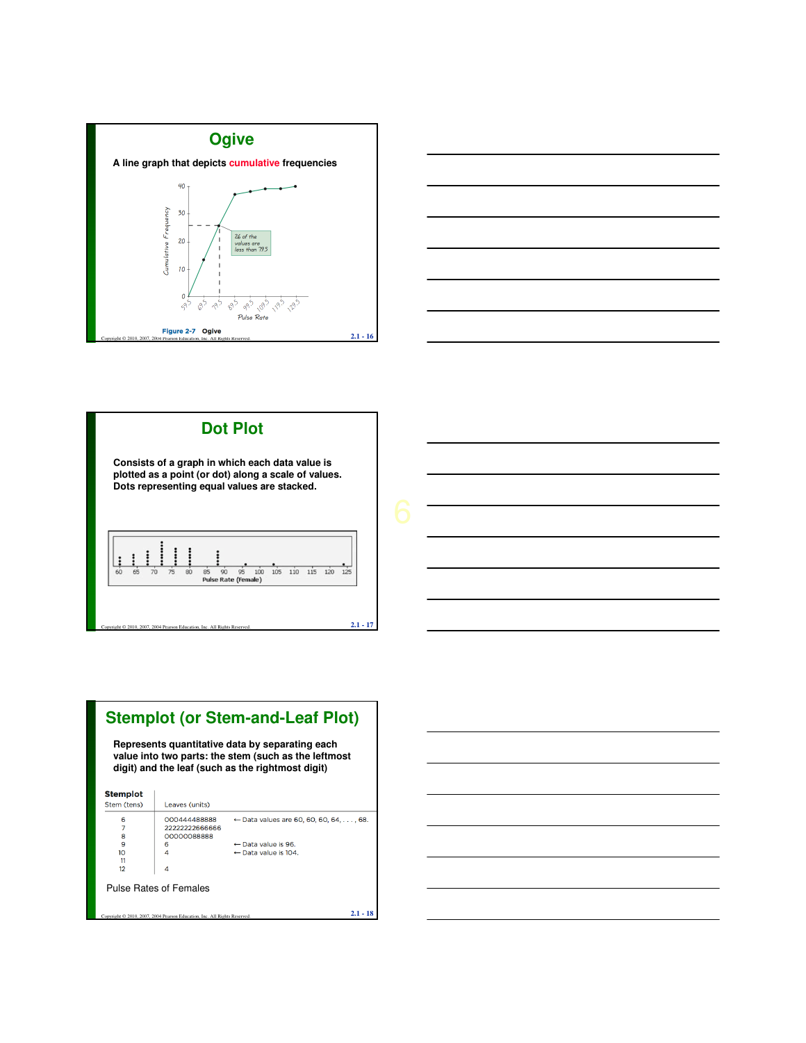## Ogive

A line graph that depicts **cumulative** frequencies

Figure 2-7 Ogive

## Dot Plot

**Consists of a graph in which each data value is plotted as a point (or dot) along a scale of values. Dots representing equal values are stacked.**

## Stemplot (or Stem-and-Leaf Plot)

**Represents quantitative data by separating each value into two parts: the stem (such as the leftmost digit) and the leaf (such as the rightmost digit)**

**Stemplot**

| Stem (tens) | Leaves (units) | |
|---|---|---|
| 6 | 000444488888 | ← Data values are 60, 60, 60, 64, . . . , 68. |
| 7 | 2222222666666 | |
| 8 | 000000088888 | |
| 9 | 6 | ← Data value is 96. |
| 10 | 4 | ← Data value is 104. |
| 11 | | |
| 12 | 4 | |

Pulse Rates of Females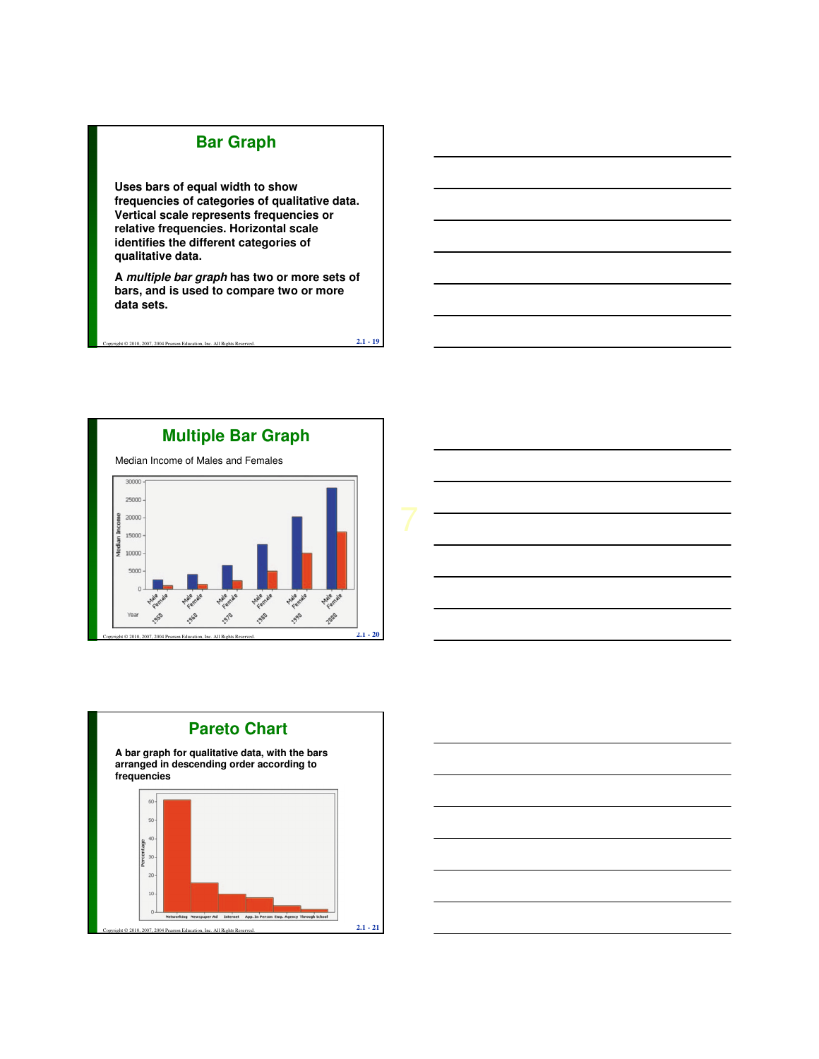## Bar Graph

**Uses bars of equal width to show frequencies of categories of qualitative data. Vertical scale represents frequencies or relative frequencies. Horizontal scale identifies the different categories of qualitative data.**

**A *multiple bar graph* has two or more sets of bars, and is used to compare two or more data sets.**

## Multiple Bar Graph

Median Income of Males and Females

## Pareto Chart

**A bar graph for qualitative data, with the bars arranged in descending order according to frequencies**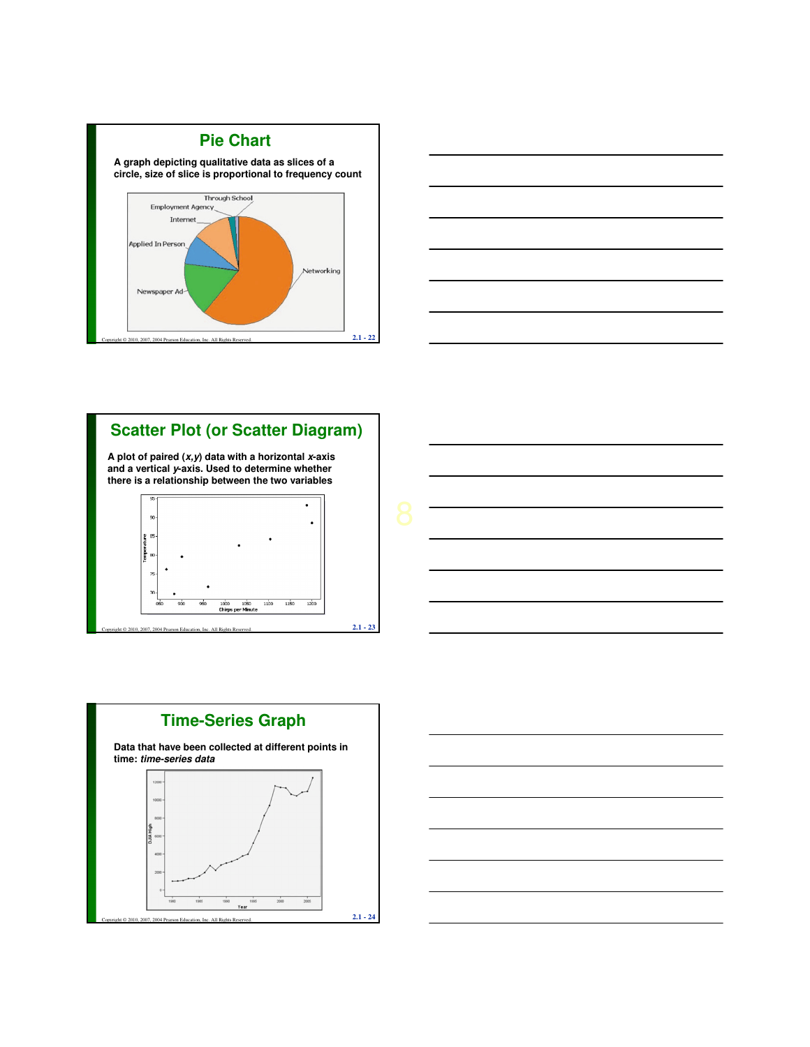## Pie Chart

**A graph depicting qualitative data as slices of a circle, size of slice is proportional to frequency count**

## Scatter Plot (or Scatter Diagram)

**A plot of paired (*x*,*y*) data with a horizontal *x*-axis and a vertical *y*-axis. Used to determine whether there is a relationship between the two variables**

## Time-Series Graph

**Data that have been collected at different points in time: *time-series data***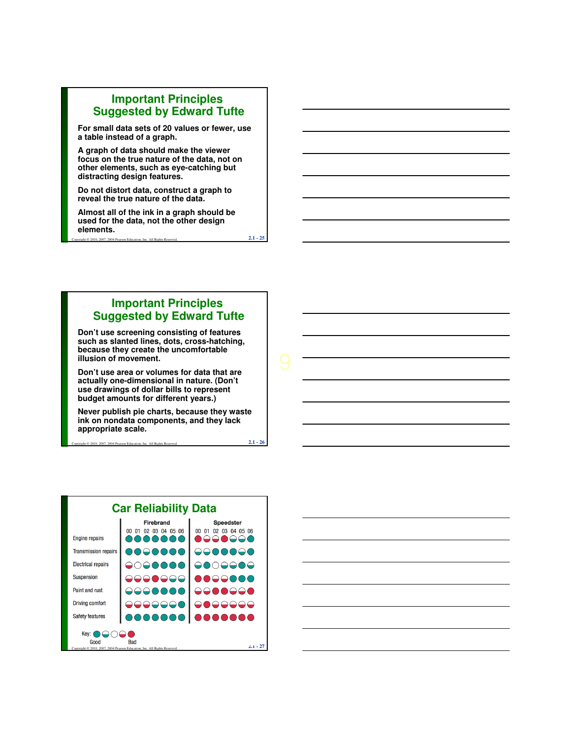## Important Principles Suggested by Edward Tufte

For small data sets of 20 values or fewer, use a table instead of a graph.

A graph of data should make the viewer focus on the true nature of the data, not on other elements, such as eye-catching but distracting design features.

Do not distort data, construct a graph to reveal the true nature of the data.

Almost all of the ink in a graph should be used for the data, not the other design elements.

## Important Principles Suggested by Edward Tufte

Don't use screening consisting of features such as slanted lines, dots, cross-hatching, because they create the uncomfortable illusion of movement.

Don't use area or volumes for data that are actually one-dimensional in nature. (Don't use drawings of dollar bills to represent budget amounts for different years.)

Never publish pie charts, because they waste ink on nondata components, and they lack appropriate scale.

## Car Reliability Data

| | Firebrand 00 | 01 | 02 | 03 | 04 | 05 | 06 | Speedster 00 | 01 | 02 | 03 | 04 | 05 | 06 |
|---|---|---|---|---|---|---|---|---|---|---|---|---|---|---|
| Engine repairs | | | | | | | | | | | | | | |
| Transmission repairs | | | | | | | | | | | | | | |
| Electrical repairs | | | | | | | | | | | | | | |
| Suspension | | | | | | | | | | | | | | |
| Paint and rust | | | | | | | | | | | | | | |
| Driving comfort | | | | | | | | | | | | | | |
| Safety features | | | | | | | | | | | | | | |

Key: Good — Bad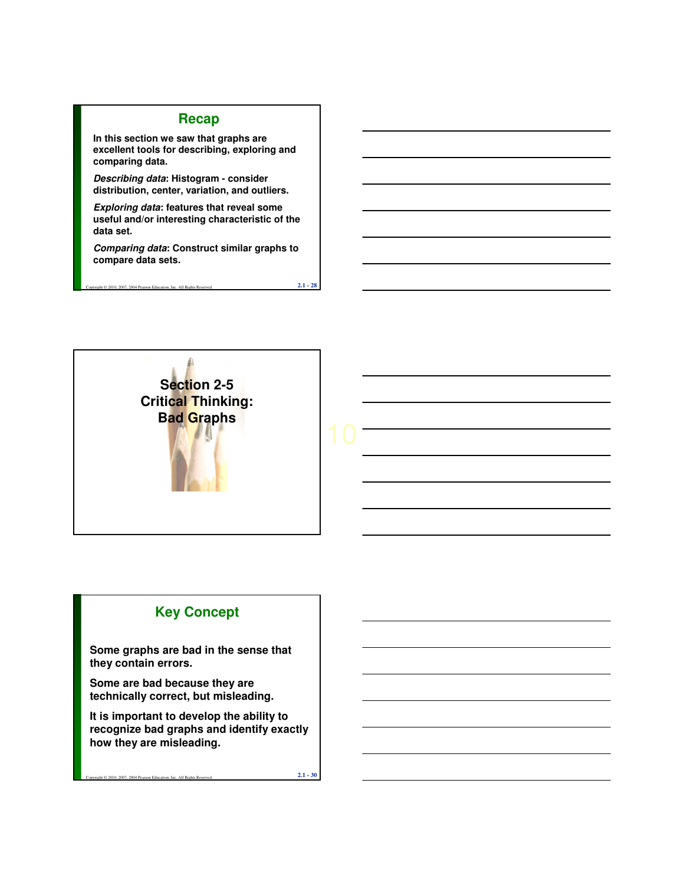## Recap

In this section we saw that graphs are excellent tools for describing, exploring and comparing data.

*Describing data*: Histogram - consider distribution, center, variation, and outliers.

*Exploring data*: features that reveal some useful and/or interesting characteristic of the data set.

*Comparing data*: Construct similar graphs to compare data sets.

## Section 2-5 Critical Thinking: Bad Graphs

## Key Concept

Some graphs are bad in the sense that they contain errors.

Some are bad because they are technically correct, but misleading.

It is important to develop the ability to recognize bad graphs and identify exactly how they are misleading.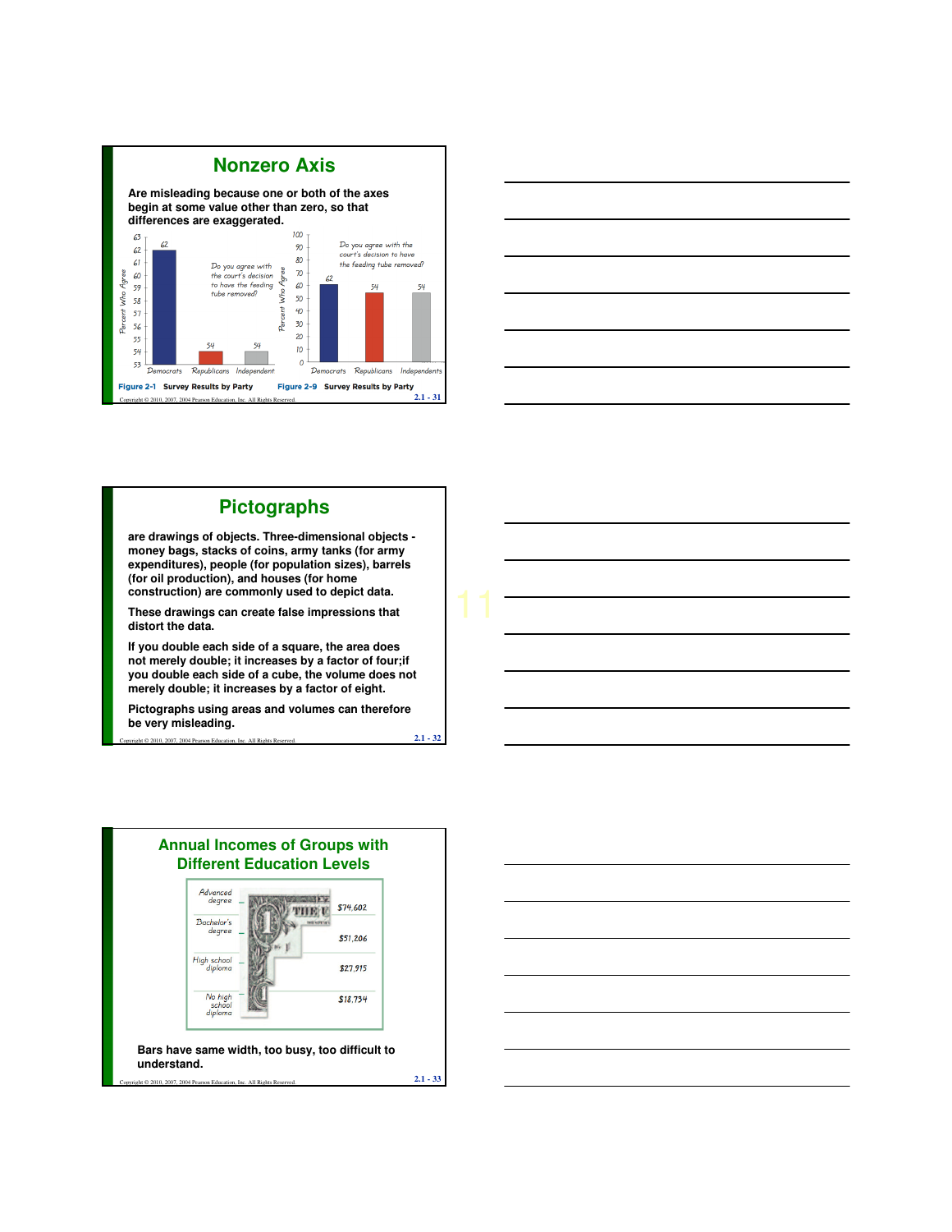## Nonzero Axis

**Are misleading because one or both of the axes begin at some value other than zero, so that differences are exaggerated.**

| | Democrats | Republicans | Independent |
|---|---|---|---|
| Percent Who Agree | 62 | 54 | 54 |

*Do you agree with the court's decision to have the feeding tube removed?*

**Figure 2-1** Survey Results by Party

| | Democrats | Republicans | Independents |
|---|---|---|---|
| Percent Who Agree | 62 | 54 | 54 |

*Do you agree with the court's decision to have the feeding tube removed?*

**Figure 2-9** Survey Results by Party

## Pictographs

**are drawings of objects. Three-dimensional objects - money bags, stacks of coins, army tanks (for army expenditures), people (for population sizes), barrels (for oil production), and houses (for home construction) are commonly used to depict data.**

**These drawings can create false impressions that distort the data.**

**If you double each side of a square, the area does not merely double; it increases by a factor of four;if you double each side of a cube, the volume does not merely double; it increases by a factor of eight.**

**Pictographs using areas and volumes can therefore be very misleading.**

## Annual Incomes of Groups with Different Education Levels

| Education Level | Annual Income |
|---|---|
| Advanced degree | $74,602 |
| Bachelor's degree | $51,206 |
| High school diploma | $27,915 |
| No high school diploma | $18,734 |

**Bars have same width, too busy, too difficult to understand.**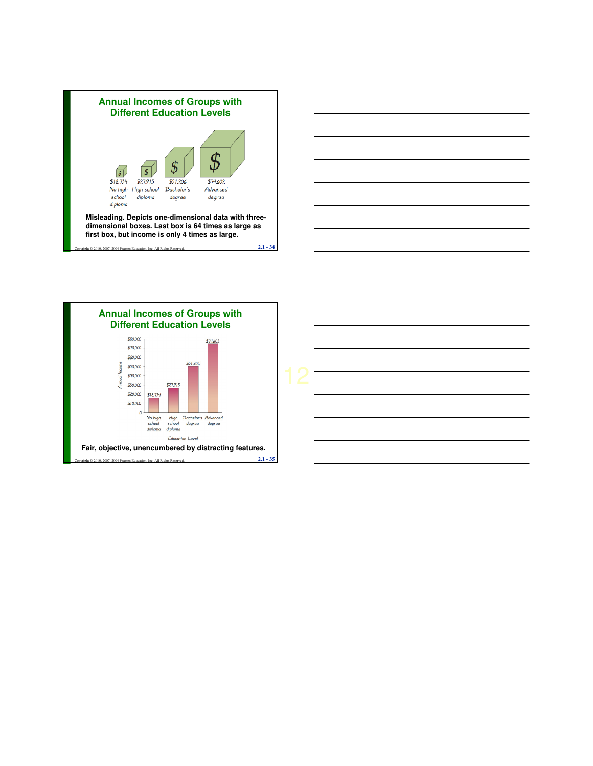## Annual Incomes of Groups with Different Education Levels

$18,734
No high school diploma

$27,915
High school diploma

$51,206
Bachelor's degree

$74,602
Advanced degree

**Misleading. Depicts one-dimensional data with three-dimensional boxes. Last box is 64 times as large as first box, but income is only 4 times as large.**

## Annual Incomes of Groups with Different Education Levels

Annual Income

$80,000
$70,000
$60,000
$50,000
$40,000
$30,000
$20,000
$10,000
0

$18,734
$27,915
$51,206
$74,602

No high school diploma
High school diploma
Bachelor's degree
Advanced degree

Education Level

**Fair, objective, unencumbered by distracting features.**